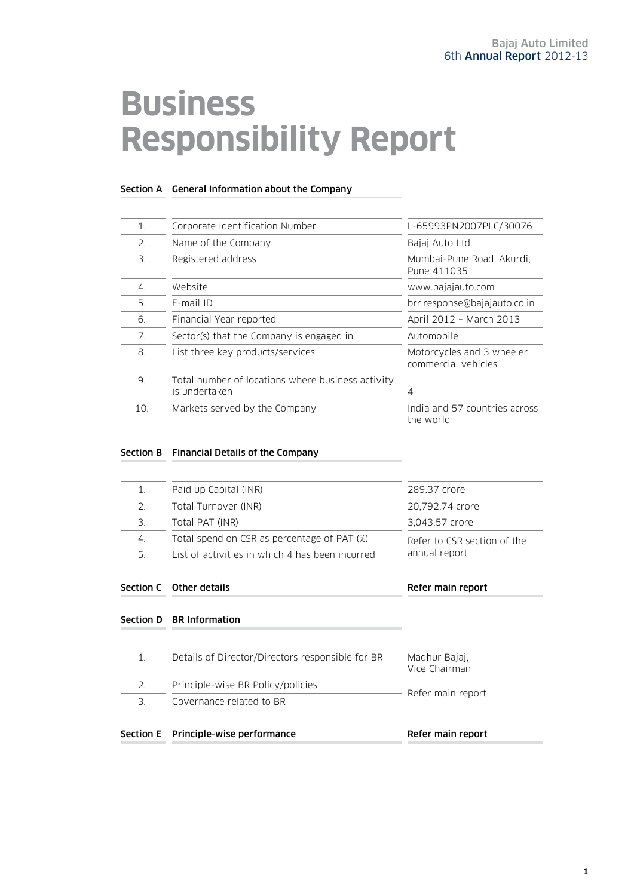# Business Responsibility Report

## Section A General Information about the Company

| | | |
|---|---|---|
| 1. | Corporate Identification Number | L-65993PN2007PLC/30076 |
| 2. | Name of the Company | Bajaj Auto Ltd. |
| 3. | Registered address | Mumbai-Pune Road, Akurdi, Pune 411035 |
| 4. | Website | www.bajajauto.com |
| 5. | E-mail ID | brr.response@bajajauto.co.in |
| 6. | Financial Year reported | April 2012 – March 2013 |
| 7. | Sector(s) that the Company is engaged in | Automobile |
| 8. | List three key products/services | Motorcycles and 3 wheeler commercial vehicles |
| 9. | Total number of locations where business activity is undertaken | 4 |
| 10. | Markets served by the Company | India and 57 countries across the world |

## Section B Financial Details of the Company

| | | |
|---|---|---|
| 1. | Paid up Capital (INR) | 289.37 crore |
| 2. | Total Turnover (INR) | 20,792.74 crore |
| 3. | Total PAT (INR) | 3,043.57 crore |
| 4. | Total spend on CSR as percentage of PAT (%) | Refer to CSR section of the annual report |
| 5. | List of activities in which 4 has been incurred | |

## Section C Other details — Refer main report

## Section D BR Information

| | | |
|---|---|---|
| 1. | Details of Director/Directors responsible for BR | Madhur Bajaj, Vice Chairman |
| 2. | Principle-wise BR Policy/policies | Refer main report |
| 3. | Governance related to BR | |

## Section E Principle-wise performance — Refer main report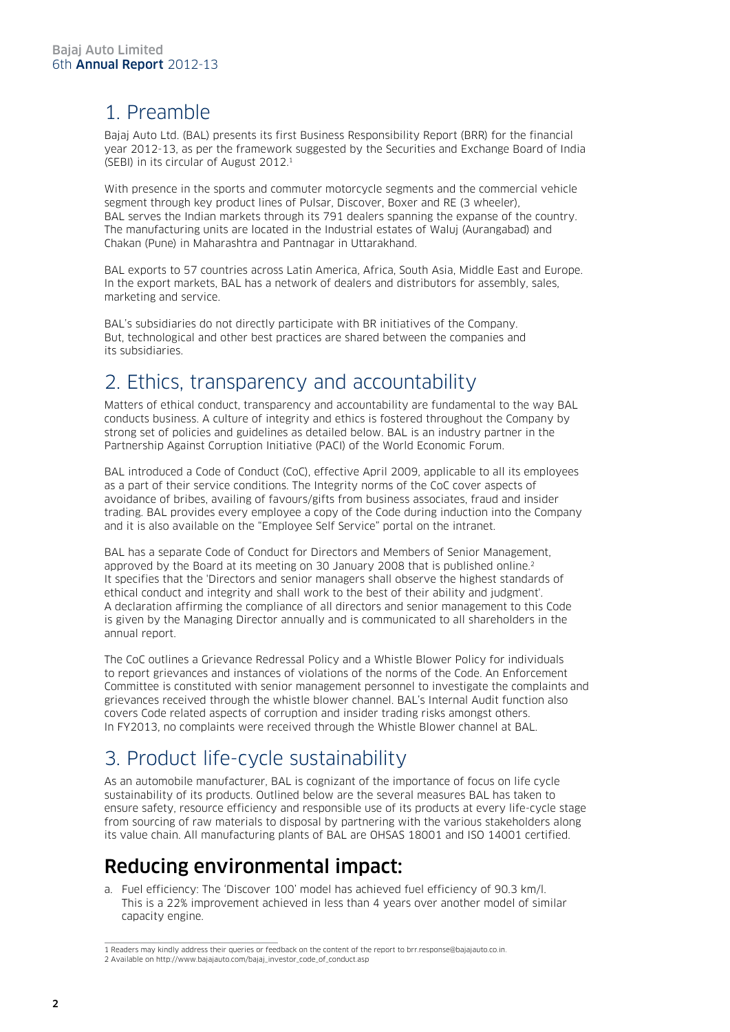## 1. Preamble

Bajaj Auto Ltd. (BAL) presents its first Business Responsibility Report (BRR) for the financial year 2012-13, as per the framework suggested by the Securities and Exchange Board of India (SEBI) in its circular of August 2012.[1]

With presence in the sports and commuter motorcycle segments and the commercial vehicle segment through key product lines of Pulsar, Discover, Boxer and RE (3 wheeler), BAL serves the Indian markets through its 791 dealers spanning the expanse of the country. The manufacturing units are located in the Industrial estates of Waluj (Aurangabad) and Chakan (Pune) in Maharashtra and Pantnagar in Uttarakhand.

BAL exports to 57 countries across Latin America, Africa, South Asia, Middle East and Europe. In the export markets, BAL has a network of dealers and distributors for assembly, sales, marketing and service.

BAL's subsidiaries do not directly participate with BR initiatives of the Company. But, technological and other best practices are shared between the companies and its subsidiaries.

## 2. Ethics, transparency and accountability

Matters of ethical conduct, transparency and accountability are fundamental to the way BAL conducts business. A culture of integrity and ethics is fostered throughout the Company by strong set of policies and guidelines as detailed below. BAL is an industry partner in the Partnership Against Corruption Initiative (PACI) of the World Economic Forum.

BAL introduced a Code of Conduct (CoC), effective April 2009, applicable to all its employees as a part of their service conditions. The Integrity norms of the CoC cover aspects of avoidance of bribes, availing of favours/gifts from business associates, fraud and insider trading. BAL provides every employee a copy of the Code during induction into the Company and it is also available on the "Employee Self Service" portal on the intranet.

BAL has a separate Code of Conduct for Directors and Members of Senior Management, approved by the Board at its meeting on 30 January 2008 that is published online.[2] It specifies that the 'Directors and senior managers shall observe the highest standards of ethical conduct and integrity and shall work to the best of their ability and judgment'. A declaration affirming the compliance of all directors and senior management to this Code is given by the Managing Director annually and is communicated to all shareholders in the annual report.

The CoC outlines a Grievance Redressal Policy and a Whistle Blower Policy for individuals to report grievances and instances of violations of the norms of the Code. An Enforcement Committee is constituted with senior management personnel to investigate the complaints and grievances received through the whistle blower channel. BAL's Internal Audit function also covers Code related aspects of corruption and insider trading risks amongst others. In FY2013, no complaints were received through the Whistle Blower channel at BAL.

## 3. Product life-cycle sustainability

As an automobile manufacturer, BAL is cognizant of the importance of focus on life cycle sustainability of its products. Outlined below are the several measures BAL has taken to ensure safety, resource efficiency and responsible use of its products at every life-cycle stage from sourcing of raw materials to disposal by partnering with the various stakeholders along its value chain. All manufacturing plants of BAL are OHSAS 18001 and ISO 14001 certified.

## Reducing environmental impact:

a. Fuel efficiency: The 'Discover 100' model has achieved fuel efficiency of 90.3 km/l. This is a 22% improvement achieved in less than 4 years over another model of similar capacity engine.

---

1 Readers may kindly address their queries or feedback on the content of the report to brr.response@bajajauto.co.in.

2 Available on http://www.bajajauto.com/bajaj_investor_code_of_conduct.asp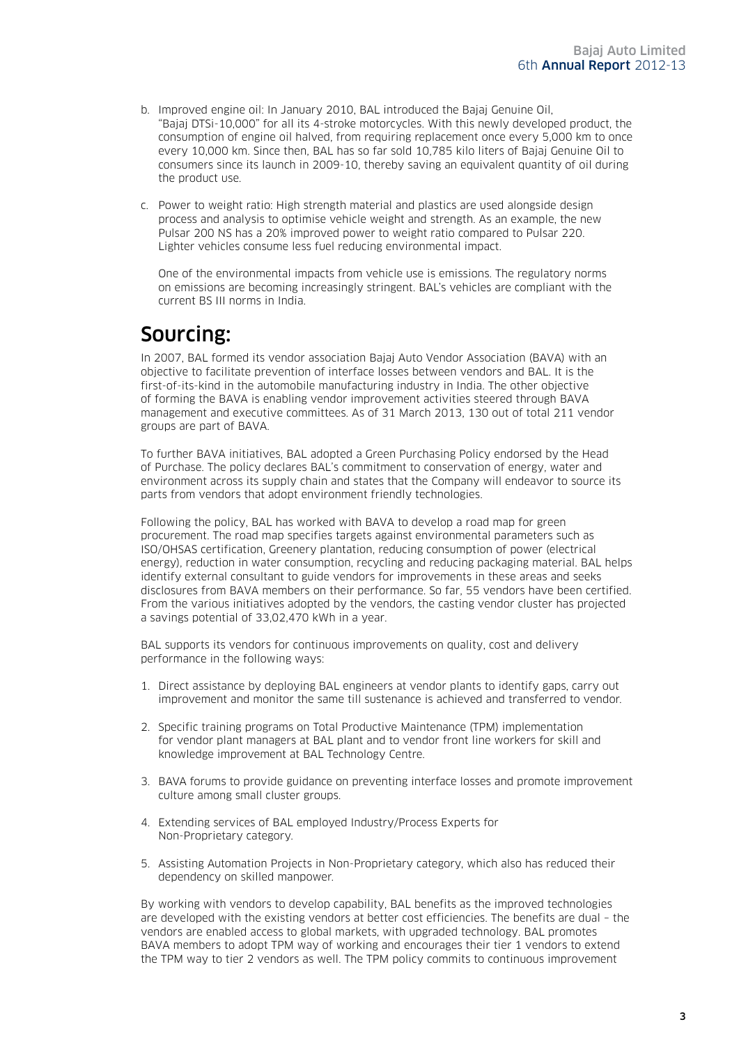b. Improved engine oil: In January 2010, BAL introduced the Bajaj Genuine Oil, "Bajaj DTSi-10,000" for all its 4-stroke motorcycles. With this newly developed product, the consumption of engine oil halved, from requiring replacement once every 5,000 km to once every 10,000 km. Since then, BAL has so far sold 10,785 kilo liters of Bajaj Genuine Oil to consumers since its launch in 2009-10, thereby saving an equivalent quantity of oil during the product use.

c. Power to weight ratio: High strength material and plastics are used alongside design process and analysis to optimise vehicle weight and strength. As an example, the new Pulsar 200 NS has a 20% improved power to weight ratio compared to Pulsar 220. Lighter vehicles consume less fuel reducing environmental impact.

   One of the environmental impacts from vehicle use is emissions. The regulatory norms on emissions are becoming increasingly stringent. BAL's vehicles are compliant with the current BS III norms in India.

# Sourcing:

In 2007, BAL formed its vendor association Bajaj Auto Vendor Association (BAVA) with an objective to facilitate prevention of interface losses between vendors and BAL. It is the first-of-its-kind in the automobile manufacturing industry in India. The other objective of forming the BAVA is enabling vendor improvement activities steered through BAVA management and executive committees. As of 31 March 2013, 130 out of total 211 vendor groups are part of BAVA.

To further BAVA initiatives, BAL adopted a Green Purchasing Policy endorsed by the Head of Purchase. The policy declares BAL's commitment to conservation of energy, water and environment across its supply chain and states that the Company will endeavor to source its parts from vendors that adopt environment friendly technologies.

Following the policy, BAL has worked with BAVA to develop a road map for green procurement. The road map specifies targets against environmental parameters such as ISO/OHSAS certification, Greenery plantation, reducing consumption of power (electrical energy), reduction in water consumption, recycling and reducing packaging material. BAL helps identify external consultant to guide vendors for improvements in these areas and seeks disclosures from BAVA members on their performance. So far, 55 vendors have been certified. From the various initiatives adopted by the vendors, the casting vendor cluster has projected a savings potential of 33,02,470 kWh in a year.

BAL supports its vendors for continuous improvements on quality, cost and delivery performance in the following ways:

1. Direct assistance by deploying BAL engineers at vendor plants to identify gaps, carry out improvement and monitor the same till sustenance is achieved and transferred to vendor.

2. Specific training programs on Total Productive Maintenance (TPM) implementation for vendor plant managers at BAL plant and to vendor front line workers for skill and knowledge improvement at BAL Technology Centre.

3. BAVA forums to provide guidance on preventing interface losses and promote improvement culture among small cluster groups.

4. Extending services of BAL employed Industry/Process Experts for Non-Proprietary category.

5. Assisting Automation Projects in Non-Proprietary category, which also has reduced their dependency on skilled manpower.

By working with vendors to develop capability, BAL benefits as the improved technologies are developed with the existing vendors at better cost efficiencies. The benefits are dual – the vendors are enabled access to global markets, with upgraded technology. BAL promotes BAVA members to adopt TPM way of working and encourages their tier 1 vendors to extend the TPM way to tier 2 vendors as well. The TPM policy commits to continuous improvement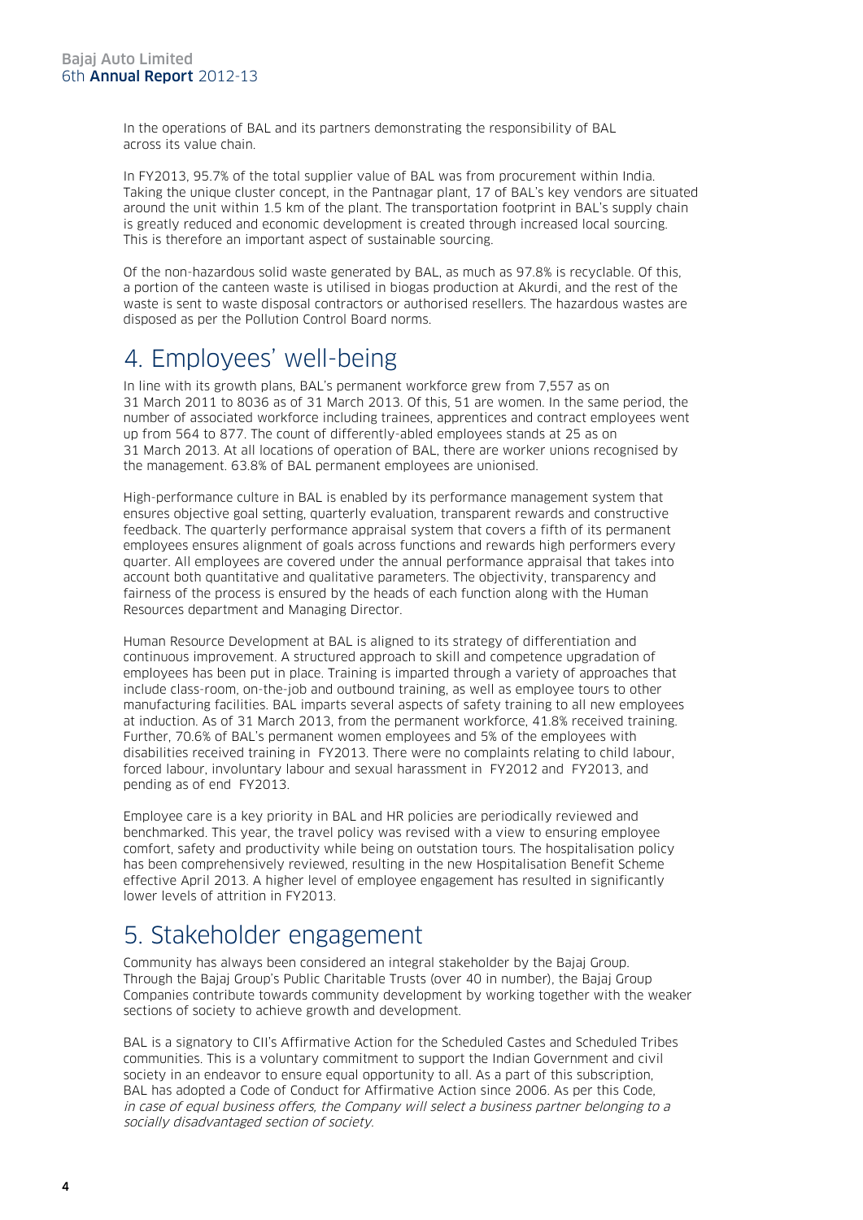In the operations of BAL and its partners demonstrating the responsibility of BAL across its value chain.

In FY2013, 95.7% of the total supplier value of BAL was from procurement within India. Taking the unique cluster concept, in the Pantnagar plant, 17 of BAL's key vendors are situated around the unit within 1.5 km of the plant. The transportation footprint in BAL's supply chain is greatly reduced and economic development is created through increased local sourcing. This is therefore an important aspect of sustainable sourcing.

Of the non-hazardous solid waste generated by BAL, as much as 97.8% is recyclable. Of this, a portion of the canteen waste is utilised in biogas production at Akurdi, and the rest of the waste is sent to waste disposal contractors or authorised resellers. The hazardous wastes are disposed as per the Pollution Control Board norms.

## 4. Employees' well-being

In line with its growth plans, BAL's permanent workforce grew from 7,557 as on 31 March 2011 to 8036 as of 31 March 2013. Of this, 51 are women. In the same period, the number of associated workforce including trainees, apprentices and contract employees went up from 564 to 877. The count of differently-abled employees stands at 25 as on 31 March 2013. At all locations of operation of BAL, there are worker unions recognised by the management. 63.8% of BAL permanent employees are unionised.

High-performance culture in BAL is enabled by its performance management system that ensures objective goal setting, quarterly evaluation, transparent rewards and constructive feedback. The quarterly performance appraisal system that covers a fifth of its permanent employees ensures alignment of goals across functions and rewards high performers every quarter. All employees are covered under the annual performance appraisal that takes into account both quantitative and qualitative parameters. The objectivity, transparency and fairness of the process is ensured by the heads of each function along with the Human Resources department and Managing Director.

Human Resource Development at BAL is aligned to its strategy of differentiation and continuous improvement. A structured approach to skill and competence upgradation of employees has been put in place. Training is imparted through a variety of approaches that include class-room, on-the-job and outbound training, as well as employee tours to other manufacturing facilities. BAL imparts several aspects of safety training to all new employees at induction. As of 31 March 2013, from the permanent workforce, 41.8% received training. Further, 70.6% of BAL's permanent women employees and 5% of the employees with disabilities received training in FY2013. There were no complaints relating to child labour, forced labour, involuntary labour and sexual harassment in FY2012 and FY2013, and pending as of end FY2013.

Employee care is a key priority in BAL and HR policies are periodically reviewed and benchmarked. This year, the travel policy was revised with a view to ensuring employee comfort, safety and productivity while being on outstation tours. The hospitalisation policy has been comprehensively reviewed, resulting in the new Hospitalisation Benefit Scheme effective April 2013. A higher level of employee engagement has resulted in significantly lower levels of attrition in FY2013.

## 5. Stakeholder engagement

Community has always been considered an integral stakeholder by the Bajaj Group. Through the Bajaj Group's Public Charitable Trusts (over 40 in number), the Bajaj Group Companies contribute towards community development by working together with the weaker sections of society to achieve growth and development.

BAL is a signatory to CII's Affirmative Action for the Scheduled Castes and Scheduled Tribes communities. This is a voluntary commitment to support the Indian Government and civil society in an endeavor to ensure equal opportunity to all. As a part of this subscription, BAL has adopted a Code of Conduct for Affirmative Action since 2006. As per this Code, *in case of equal business offers, the Company will select a business partner belonging to a socially disadvantaged section of society.*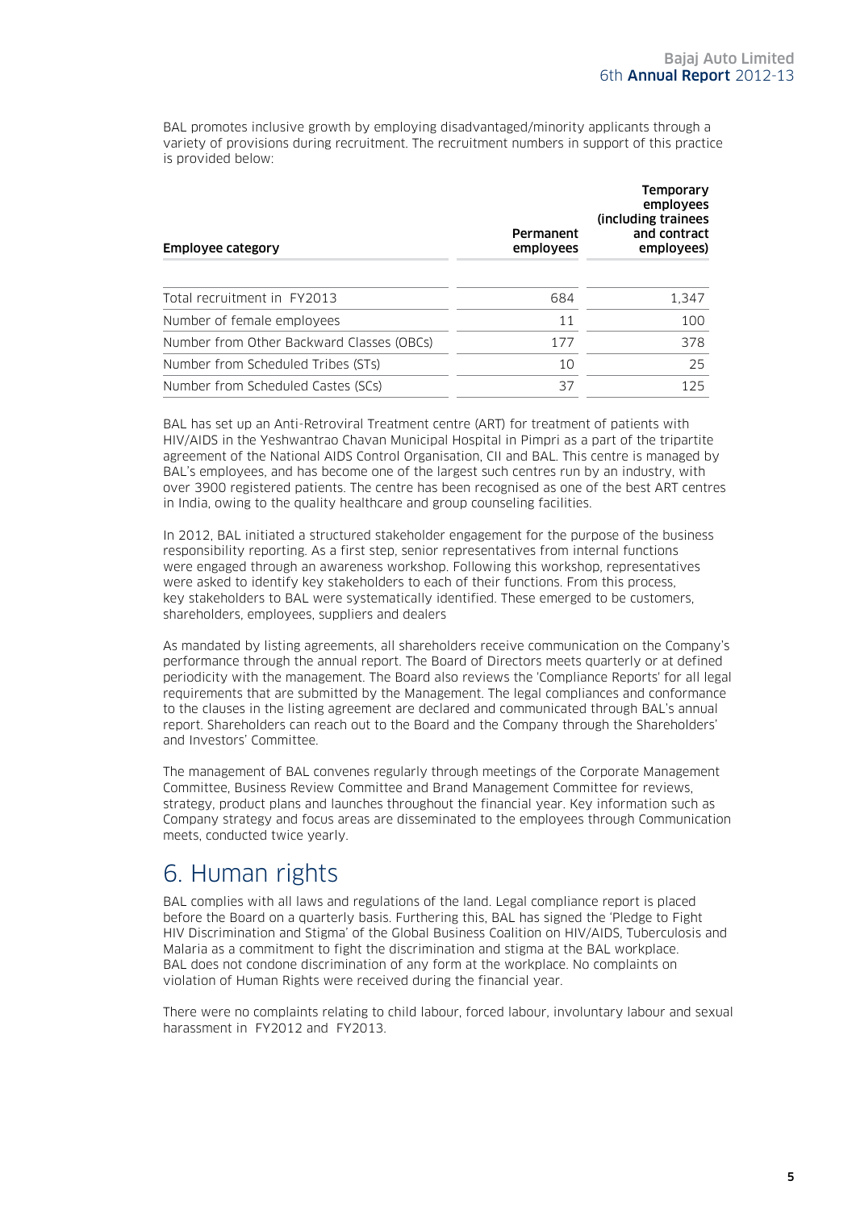BAL promotes inclusive growth by employing disadvantaged/minority applicants through a variety of provisions during recruitment. The recruitment numbers in support of this practice is provided below:

| Employee category | Permanent employees | Temporary employees (including trainees and contract employees) |
|---|---|---|
| Total recruitment in FY2013 | 684 | 1,347 |
| Number of female employees | 11 | 100 |
| Number from Other Backward Classes (OBCs) | 177 | 378 |
| Number from Scheduled Tribes (STs) | 10 | 25 |
| Number from Scheduled Castes (SCs) | 37 | 125 |

BAL has set up an Anti-Retroviral Treatment centre (ART) for treatment of patients with HIV/AIDS in the Yeshwantrao Chavan Municipal Hospital in Pimpri as a part of the tripartite agreement of the National AIDS Control Organisation, CII and BAL. This centre is managed by BAL's employees, and has become one of the largest such centres run by an industry, with over 3900 registered patients. The centre has been recognised as one of the best ART centres in India, owing to the quality healthcare and group counseling facilities.

In 2012, BAL initiated a structured stakeholder engagement for the purpose of the business responsibility reporting. As a first step, senior representatives from internal functions were engaged through an awareness workshop. Following this workshop, representatives were asked to identify key stakeholders to each of their functions. From this process, key stakeholders to BAL were systematically identified. These emerged to be customers, shareholders, employees, suppliers and dealers

As mandated by listing agreements, all shareholders receive communication on the Company's performance through the annual report. The Board of Directors meets quarterly or at defined periodicity with the management. The Board also reviews the 'Compliance Reports' for all legal requirements that are submitted by the Management. The legal compliances and conformance to the clauses in the listing agreement are declared and communicated through BAL's annual report. Shareholders can reach out to the Board and the Company through the Shareholders' and Investors' Committee.

The management of BAL convenes regularly through meetings of the Corporate Management Committee, Business Review Committee and Brand Management Committee for reviews, strategy, product plans and launches throughout the financial year. Key information such as Company strategy and focus areas are disseminated to the employees through Communication meets, conducted twice yearly.

# 6. Human rights

BAL complies with all laws and regulations of the land. Legal compliance report is placed before the Board on a quarterly basis. Furthering this, BAL has signed the 'Pledge to Fight HIV Discrimination and Stigma' of the Global Business Coalition on HIV/AIDS, Tuberculosis and Malaria as a commitment to fight the discrimination and stigma at the BAL workplace. BAL does not condone discrimination of any form at the workplace. No complaints on violation of Human Rights were received during the financial year.

There were no complaints relating to child labour, forced labour, involuntary labour and sexual harassment in FY2012 and FY2013.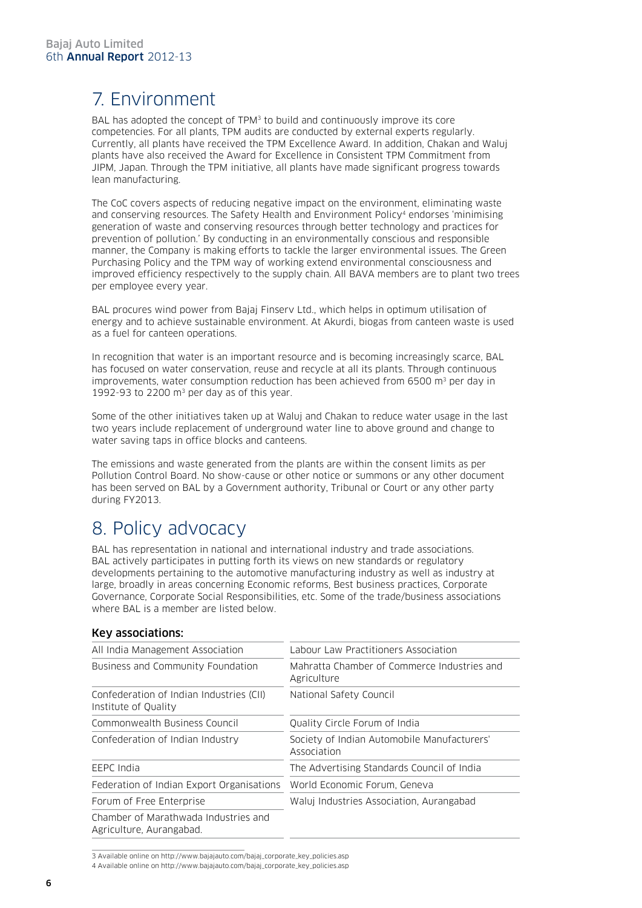# 7. Environment

BAL has adopted the concept of TPM[3] to build and continuously improve its core competencies. For all plants, TPM audits are conducted by external experts regularly. Currently, all plants have received the TPM Excellence Award. In addition, Chakan and Waluj plants have also received the Award for Excellence in Consistent TPM Commitment from JIPM, Japan. Through the TPM initiative, all plants have made significant progress towards lean manufacturing.

The CoC covers aspects of reducing negative impact on the environment, eliminating waste and conserving resources. The Safety Health and Environment Policy[4] endorses 'minimising generation of waste and conserving resources through better technology and practices for prevention of pollution.' By conducting in an environmentally conscious and responsible manner, the Company is making efforts to tackle the larger environmental issues. The Green Purchasing Policy and the TPM way of working extend environmental consciousness and improved efficiency respectively to the supply chain. All BAVA members are to plant two trees per employee every year.

BAL procures wind power from Bajaj Finserv Ltd., which helps in optimum utilisation of energy and to achieve sustainable environment. At Akurdi, biogas from canteen waste is used as a fuel for canteen operations.

In recognition that water is an important resource and is becoming increasingly scarce, BAL has focused on water conservation, reuse and recycle at all its plants. Through continuous improvements, water consumption reduction has been achieved from 6500 $m^3$ per day in 1992-93 to 2200 $m^3$ per day as of this year.

Some of the other initiatives taken up at Waluj and Chakan to reduce water usage in the last two years include replacement of underground water line to above ground and change to water saving taps in office blocks and canteens.

The emissions and waste generated from the plants are within the consent limits as per Pollution Control Board. No show-cause or other notice or summons or any other document has been served on BAL by a Government authority, Tribunal or Court or any other party during FY2013.

# 8. Policy advocacy

BAL has representation in national and international industry and trade associations. BAL actively participates in putting forth its views on new standards or regulatory developments pertaining to the automotive manufacturing industry as well as industry at large, broadly in areas concerning Economic reforms, Best business practices, Corporate Governance, Corporate Social Responsibilities, etc. Some of the trade/business associations where BAL is a member are listed below.

### Key associations:

| | |
|---|---|
| All India Management Association | Labour Law Practitioners Association |
| Business and Community Foundation | Mahratta Chamber of Commerce Industries and Agriculture |
| Confederation of Indian Industries (CII) Institute of Quality | National Safety Council |
| Commonwealth Business Council | Quality Circle Forum of India |
| Confederation of Indian Industry | Society of Indian Automobile Manufacturers' Association |
| EEPC India | The Advertising Standards Council of India |
| Federation of Indian Export Organisations | World Economic Forum, Geneva |
| Forum of Free Enterprise | Waluj Industries Association, Aurangabad |
| Chamber of Marathwada Industries and Agriculture, Aurangabad. | |

3 Available online on http://www.bajajauto.com/bajaj_corporate_key_policies.asp

4 Available online on http://www.bajajauto.com/bajaj_corporate_key_policies.asp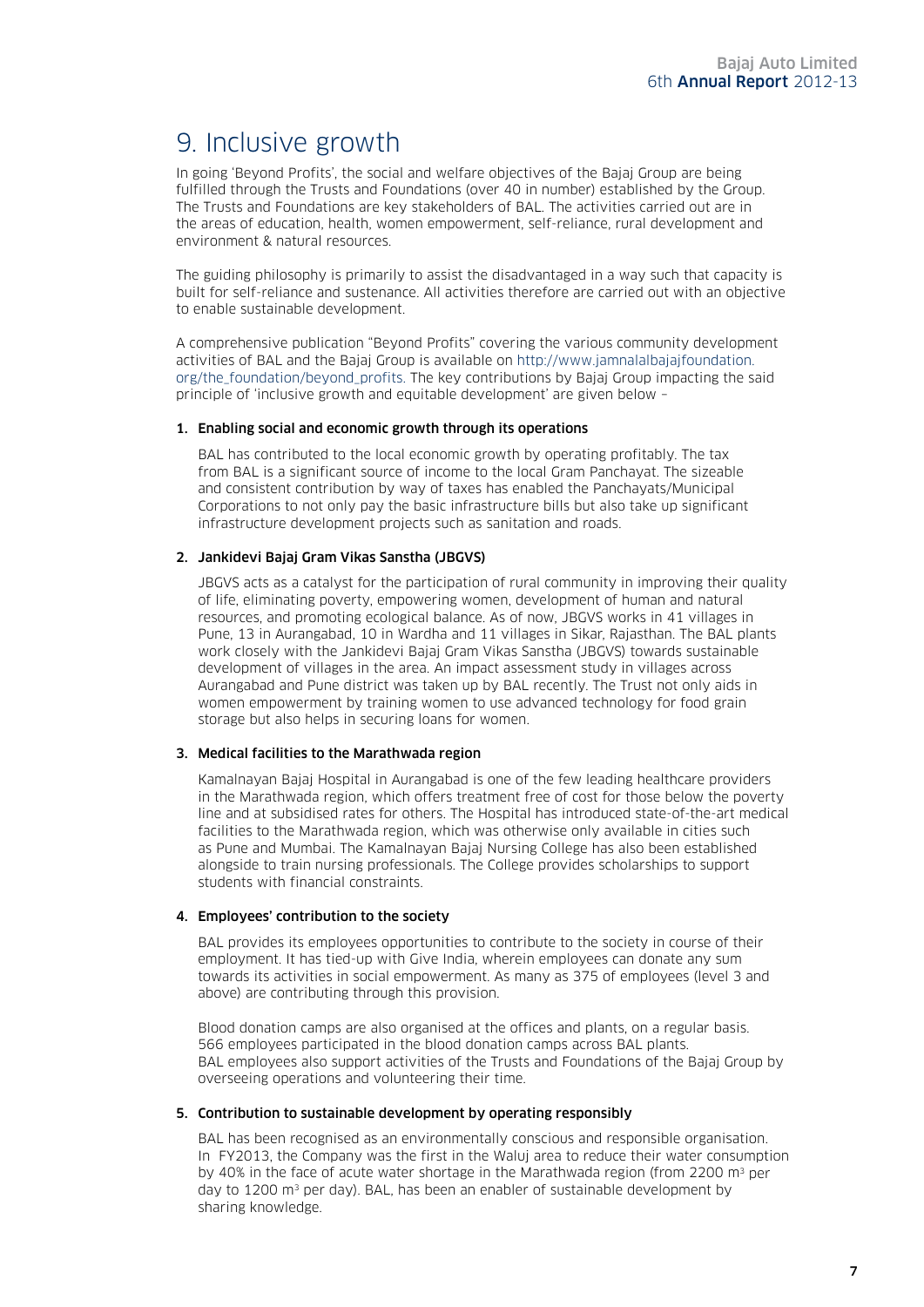# 9. Inclusive growth

In going 'Beyond Profits', the social and welfare objectives of the Bajaj Group are being fulfilled through the Trusts and Foundations (over 40 in number) established by the Group. The Trusts and Foundations are key stakeholders of BAL. The activities carried out are in the areas of education, health, women empowerment, self-reliance, rural development and environment & natural resources.

The guiding philosophy is primarily to assist the disadvantaged in a way such that capacity is built for self-reliance and sustenance. All activities therefore are carried out with an objective to enable sustainable development.

A comprehensive publication "Beyond Profits" covering the various community development activities of BAL and the Bajaj Group is available on http://www.jamnalalbajajfoundation.org/the_foundation/beyond_profits. The key contributions by Bajaj Group impacting the said principle of 'inclusive growth and equitable development' are given below –

### 1. Enabling social and economic growth through its operations

BAL has contributed to the local economic growth by operating profitably. The tax from BAL is a significant source of income to the local Gram Panchayat. The sizeable and consistent contribution by way of taxes has enabled the Panchayats/Municipal Corporations to not only pay the basic infrastructure bills but also take up significant infrastructure development projects such as sanitation and roads.

### 2. Jankidevi Bajaj Gram Vikas Sanstha (JBGVS)

JBGVS acts as a catalyst for the participation of rural community in improving their quality of life, eliminating poverty, empowering women, development of human and natural resources, and promoting ecological balance. As of now, JBGVS works in 41 villages in Pune, 13 in Aurangabad, 10 in Wardha and 11 villages in Sikar, Rajasthan. The BAL plants work closely with the Jankidevi Bajaj Gram Vikas Sanstha (JBGVS) towards sustainable development of villages in the area. An impact assessment study in villages across Aurangabad and Pune district was taken up by BAL recently. The Trust not only aids in women empowerment by training women to use advanced technology for food grain storage but also helps in securing loans for women.

### 3. Medical facilities to the Marathwada region

Kamalnayan Bajaj Hospital in Aurangabad is one of the few leading healthcare providers in the Marathwada region, which offers treatment free of cost for those below the poverty line and at subsidised rates for others. The Hospital has introduced state-of-the-art medical facilities to the Marathwada region, which was otherwise only available in cities such as Pune and Mumbai. The Kamalnayan Bajaj Nursing College has also been established alongside to train nursing professionals. The College provides scholarships to support students with financial constraints.

### 4. Employees' contribution to the society

BAL provides its employees opportunities to contribute to the society in course of their employment. It has tied-up with Give India, wherein employees can donate any sum towards its activities in social empowerment. As many as 375 of employees (level 3 and above) are contributing through this provision.

Blood donation camps are also organised at the offices and plants, on a regular basis. 566 employees participated in the blood donation camps across BAL plants. BAL employees also support activities of the Trusts and Foundations of the Bajaj Group by overseeing operations and volunteering their time.

### 5. Contribution to sustainable development by operating responsibly

BAL has been recognised as an environmentally conscious and responsible organisation. In FY2013, the Company was the first in the Waluj area to reduce their water consumption by 40% in the face of acute water shortage in the Marathwada region (from 2200 $m^3$ per day to 1200 $m^3$ per day). BAL, has been an enabler of sustainable development by sharing knowledge.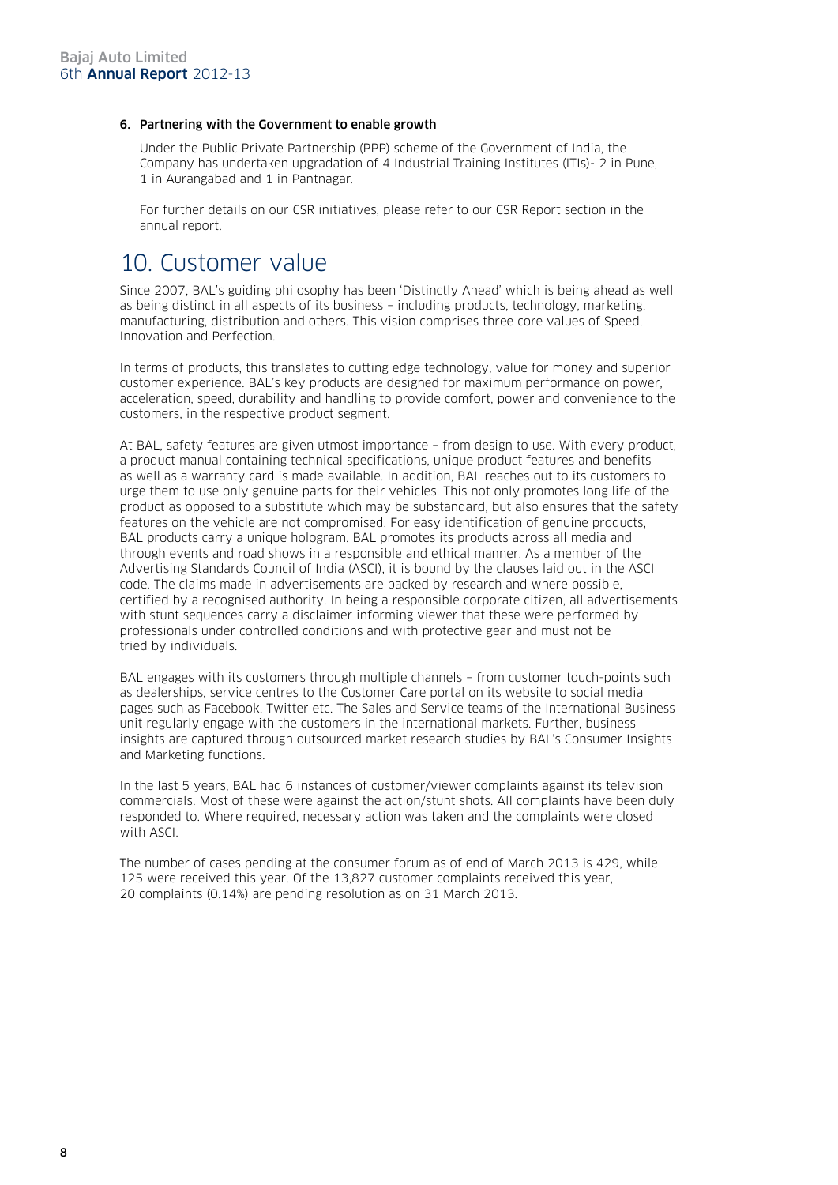### 6. Partnering with the Government to enable growth

Under the Public Private Partnership (PPP) scheme of the Government of India, the Company has undertaken upgradation of 4 Industrial Training Institutes (ITIs)- 2 in Pune, 1 in Aurangabad and 1 in Pantnagar.

For further details on our CSR initiatives, please refer to our CSR Report section in the annual report.

# 10. Customer value

Since 2007, BAL's guiding philosophy has been 'Distinctly Ahead' which is being ahead as well as being distinct in all aspects of its business – including products, technology, marketing, manufacturing, distribution and others. This vision comprises three core values of Speed, Innovation and Perfection.

In terms of products, this translates to cutting edge technology, value for money and superior customer experience. BAL's key products are designed for maximum performance on power, acceleration, speed, durability and handling to provide comfort, power and convenience to the customers, in the respective product segment.

At BAL, safety features are given utmost importance – from design to use. With every product, a product manual containing technical specifications, unique product features and benefits as well as a warranty card is made available. In addition, BAL reaches out to its customers to urge them to use only genuine parts for their vehicles. This not only promotes long life of the product as opposed to a substitute which may be substandard, but also ensures that the safety features on the vehicle are not compromised. For easy identification of genuine products, BAL products carry a unique hologram. BAL promotes its products across all media and through events and road shows in a responsible and ethical manner. As a member of the Advertising Standards Council of India (ASCI), it is bound by the clauses laid out in the ASCI code. The claims made in advertisements are backed by research and where possible, certified by a recognised authority. In being a responsible corporate citizen, all advertisements with stunt sequences carry a disclaimer informing viewer that these were performed by professionals under controlled conditions and with protective gear and must not be tried by individuals.

BAL engages with its customers through multiple channels – from customer touch-points such as dealerships, service centres to the Customer Care portal on its website to social media pages such as Facebook, Twitter etc. The Sales and Service teams of the International Business unit regularly engage with the customers in the international markets. Further, business insights are captured through outsourced market research studies by BAL's Consumer Insights and Marketing functions.

In the last 5 years, BAL had 6 instances of customer/viewer complaints against its television commercials. Most of these were against the action/stunt shots. All complaints have been duly responded to. Where required, necessary action was taken and the complaints were closed with ASCI.

The number of cases pending at the consumer forum as of end of March 2013 is 429, while 125 were received this year. Of the 13,827 customer complaints received this year, 20 complaints (0.14%) are pending resolution as on 31 March 2013.